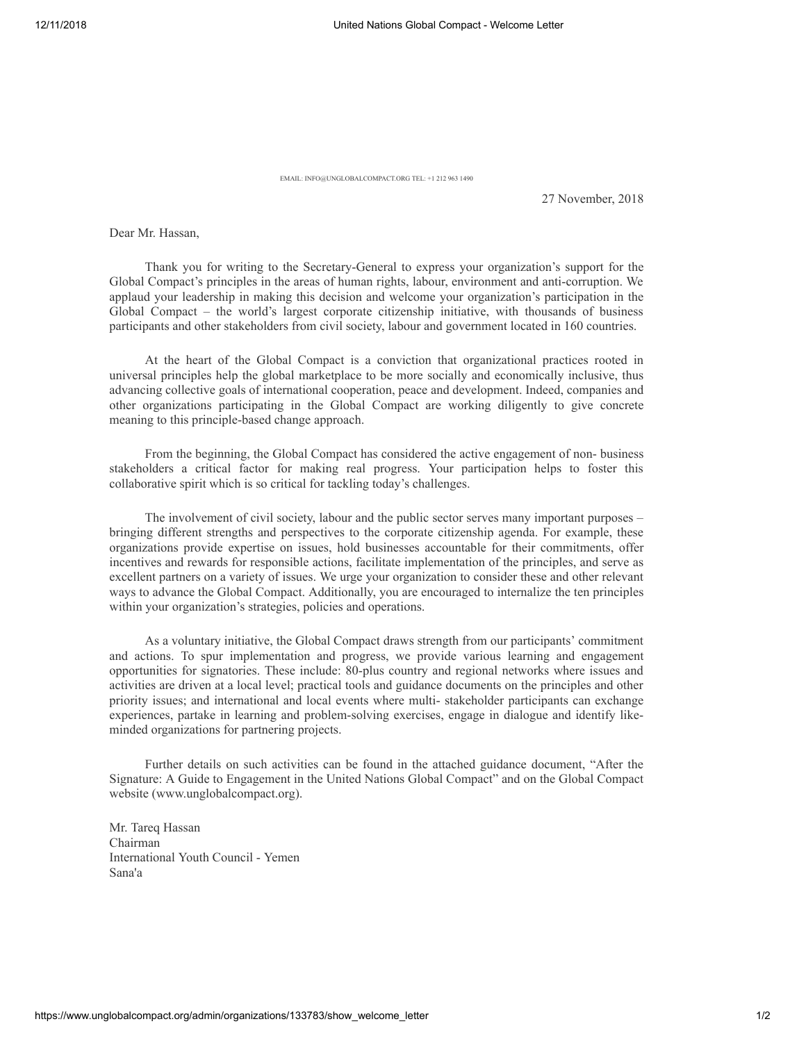EMAIL: INFO@UNGLOBALCOMPACT.ORG TEL: +1 212 963 1490

27 November, 2018

Dear Mr. Hassan,

Thank you for writing to the Secretary-General to express your organization's support for the Global Compact's principles in the areas of human rights, labour, environment and anti-corruption. We applaud your leadership in making this decision and welcome your organization's participation in the Global Compact – the world's largest corporate citizenship initiative, with thousands of business participants and other stakeholders from civil society, labour and government located in 160 countries.

At the heart of the Global Compact is a conviction that organizational practices rooted in universal principles help the global marketplace to be more socially and economically inclusive, thus advancing collective goals of international cooperation, peace and development. Indeed, companies and other organizations participating in the Global Compact are working diligently to give concrete meaning to this principle-based change approach.

From the beginning, the Global Compact has considered the active engagement of non- business stakeholders a critical factor for making real progress. Your participation helps to foster this collaborative spirit which is so critical for tackling today's challenges.

The involvement of civil society, labour and the public sector serves many important purposes – bringing different strengths and perspectives to the corporate citizenship agenda. For example, these organizations provide expertise on issues, hold businesses accountable for their commitments, offer incentives and rewards for responsible actions, facilitate implementation of the principles, and serve as excellent partners on a variety of issues. We urge your organization to consider these and other relevant ways to advance the Global Compact. Additionally, you are encouraged to internalize the ten principles within your organization's strategies, policies and operations.

As a voluntary initiative, the Global Compact draws strength from our participants' commitment and actions. To spur implementation and progress, we provide various learning and engagement opportunities for signatories. These include: 80-plus country and regional networks where issues and activities are driven at a local level; practical tools and guidance documents on the principles and other priority issues; and international and local events where multi- stakeholder participants can exchange experiences, partake in learning and problem-solving exercises, engage in dialogue and identify like-minded organizations for partnering projects.

Further details on such activities can be found in the attached guidance document, "After the Signature: A Guide to Engagement in the United Nations Global Compact" and on the Global Compact website (www.unglobalcompact.org).

Mr. Tareq Hassan
Chairman
International Youth Council - Yemen
Sana'a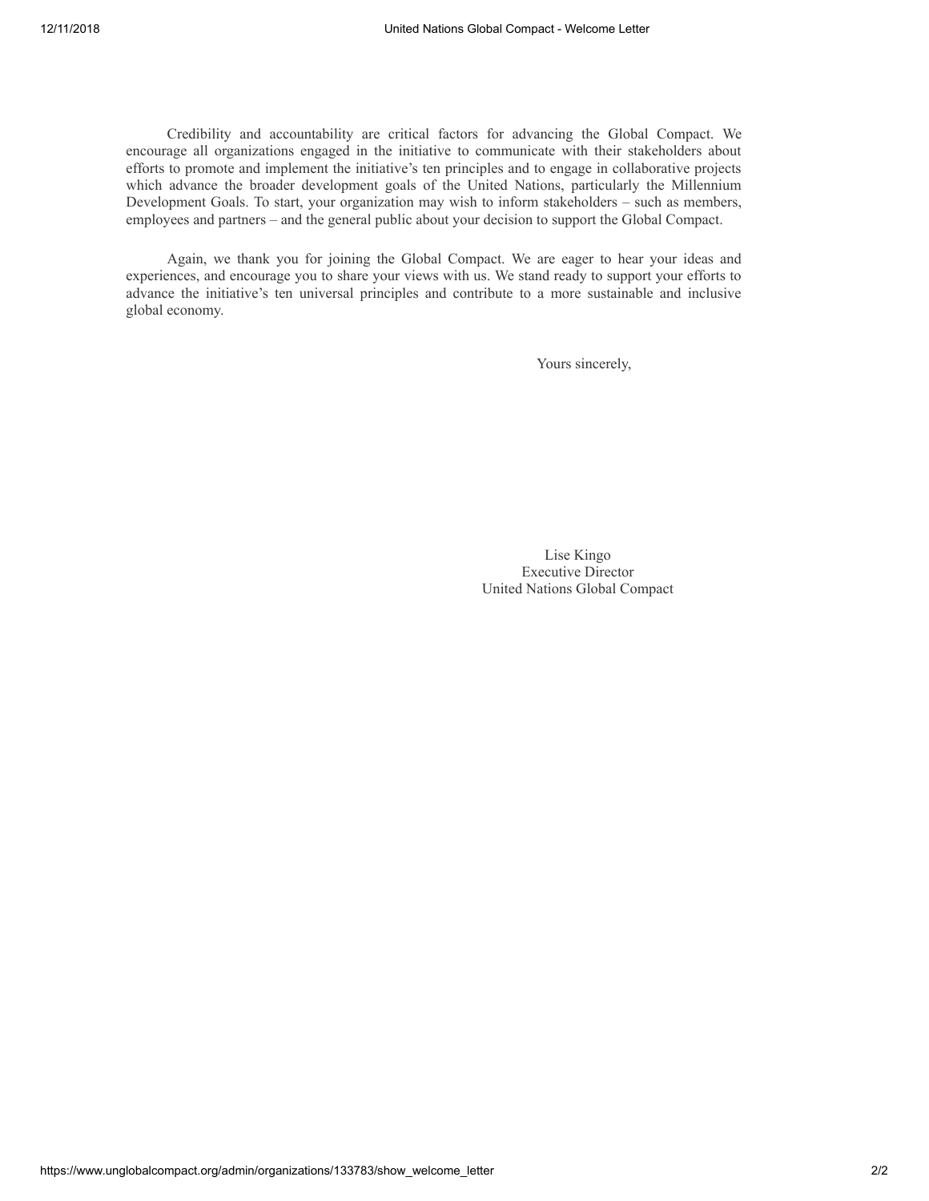Credibility and accountability are critical factors for advancing the Global Compact. We encourage all organizations engaged in the initiative to communicate with their stakeholders about efforts to promote and implement the initiative's ten principles and to engage in collaborative projects which advance the broader development goals of the United Nations, particularly the Millennium Development Goals. To start, your organization may wish to inform stakeholders – such as members, employees and partners – and the general public about your decision to support the Global Compact.

Again, we thank you for joining the Global Compact. We are eager to hear your ideas and experiences, and encourage you to share your views with us. We stand ready to support your efforts to advance the initiative's ten universal principles and contribute to a more sustainable and inclusive global economy.

Yours sincerely,

Lise Kingo
Executive Director
United Nations Global Compact